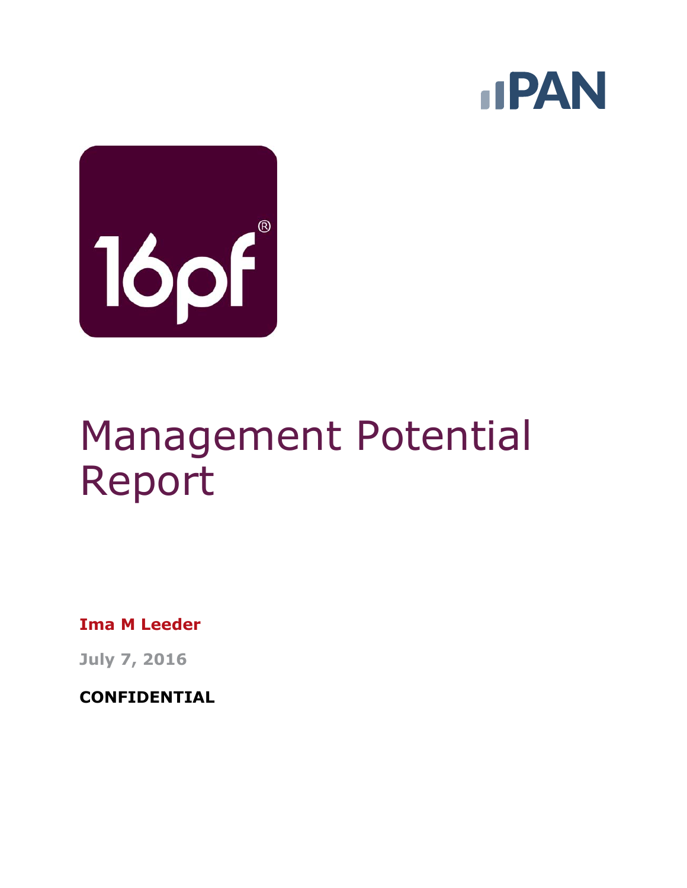# Management Potential Report

**Ima M Leeder**

**July 7, 2016**

**CONFIDENTIAL**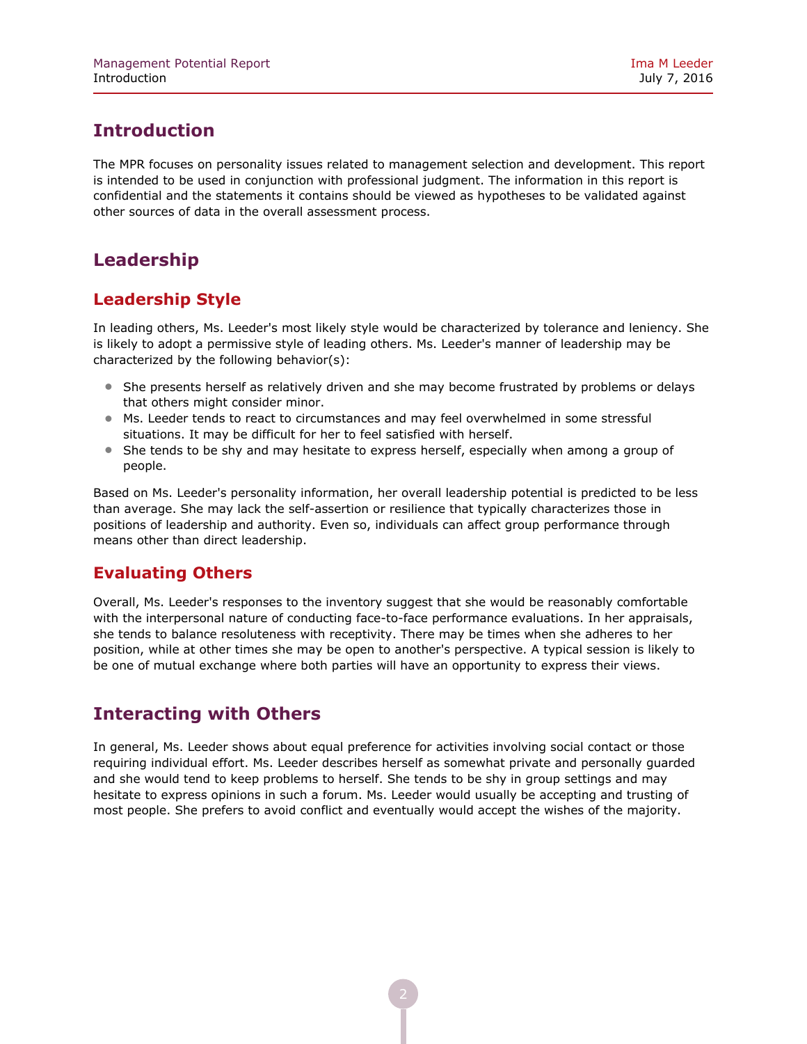## Introduction

The MPR focuses on personality issues related to management selection and development. This report is intended to be used in conjunction with professional judgment. The information in this report is confidential and the statements it contains should be viewed as hypotheses to be validated against other sources of data in the overall assessment process.

## Leadership

### Leadership Style

In leading others, Ms. Leeder's most likely style would be characterized by tolerance and leniency. She is likely to adopt a permissive style of leading others. Ms. Leeder's manner of leadership may be characterized by the following behavior(s):

- She presents herself as relatively driven and she may become frustrated by problems or delays that others might consider minor.
- Ms. Leeder tends to react to circumstances and may feel overwhelmed in some stressful situations. It may be difficult for her to feel satisfied with herself.
- She tends to be shy and may hesitate to express herself, especially when among a group of people.

Based on Ms. Leeder's personality information, her overall leadership potential is predicted to be less than average. She may lack the self-assertion or resilience that typically characterizes those in positions of leadership and authority. Even so, individuals can affect group performance through means other than direct leadership.

### Evaluating Others

Overall, Ms. Leeder's responses to the inventory suggest that she would be reasonably comfortable with the interpersonal nature of conducting face-to-face performance evaluations. In her appraisals, she tends to balance resoluteness with receptivity. There may be times when she adheres to her position, while at other times she may be open to another's perspective. A typical session is likely to be one of mutual exchange where both parties will have an opportunity to express their views.

## Interacting with Others

In general, Ms. Leeder shows about equal preference for activities involving social contact or those requiring individual effort. Ms. Leeder describes herself as somewhat private and personally guarded and she would tend to keep problems to herself. She tends to be shy in group settings and may hesitate to express opinions in such a forum. Ms. Leeder would usually be accepting and trusting of most people. She prefers to avoid conflict and eventually would accept the wishes of the majority.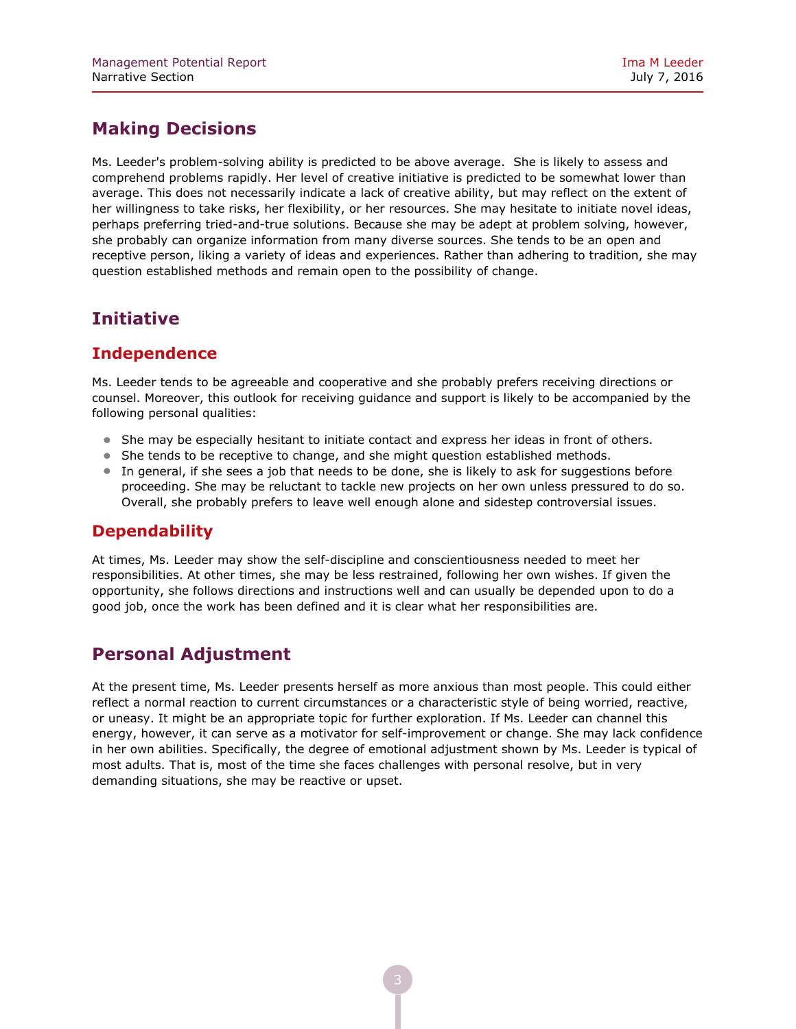## Making Decisions

Ms. Leeder's problem-solving ability is predicted to be above average. She is likely to assess and comprehend problems rapidly. Her level of creative initiative is predicted to be somewhat lower than average. This does not necessarily indicate a lack of creative ability, but may reflect on the extent of her willingness to take risks, her flexibility, or her resources. She may hesitate to initiate novel ideas, perhaps preferring tried-and-true solutions. Because she may be adept at problem solving, however, she probably can organize information from many diverse sources. She tends to be an open and receptive person, liking a variety of ideas and experiences. Rather than adhering to tradition, she may question established methods and remain open to the possibility of change.

## Initiative

### Independence

Ms. Leeder tends to be agreeable and cooperative and she probably prefers receiving directions or counsel. Moreover, this outlook for receiving guidance and support is likely to be accompanied by the following personal qualities:

- She may be especially hesitant to initiate contact and express her ideas in front of others.
- She tends to be receptive to change, and she might question established methods.
- In general, if she sees a job that needs to be done, she is likely to ask for suggestions before proceeding. She may be reluctant to tackle new projects on her own unless pressured to do so. Overall, she probably prefers to leave well enough alone and sidestep controversial issues.

### Dependability

At times, Ms. Leeder may show the self-discipline and conscientiousness needed to meet her responsibilities. At other times, she may be less restrained, following her own wishes. If given the opportunity, she follows directions and instructions well and can usually be depended upon to do a good job, once the work has been defined and it is clear what her responsibilities are.

## Personal Adjustment

At the present time, Ms. Leeder presents herself as more anxious than most people. This could either reflect a normal reaction to current circumstances or a characteristic style of being worried, reactive, or uneasy. It might be an appropriate topic for further exploration. If Ms. Leeder can channel this energy, however, it can serve as a motivator for self-improvement or change. She may lack confidence in her own abilities. Specifically, the degree of emotional adjustment shown by Ms. Leeder is typical of most adults. That is, most of the time she faces challenges with personal resolve, but in very demanding situations, she may be reactive or upset.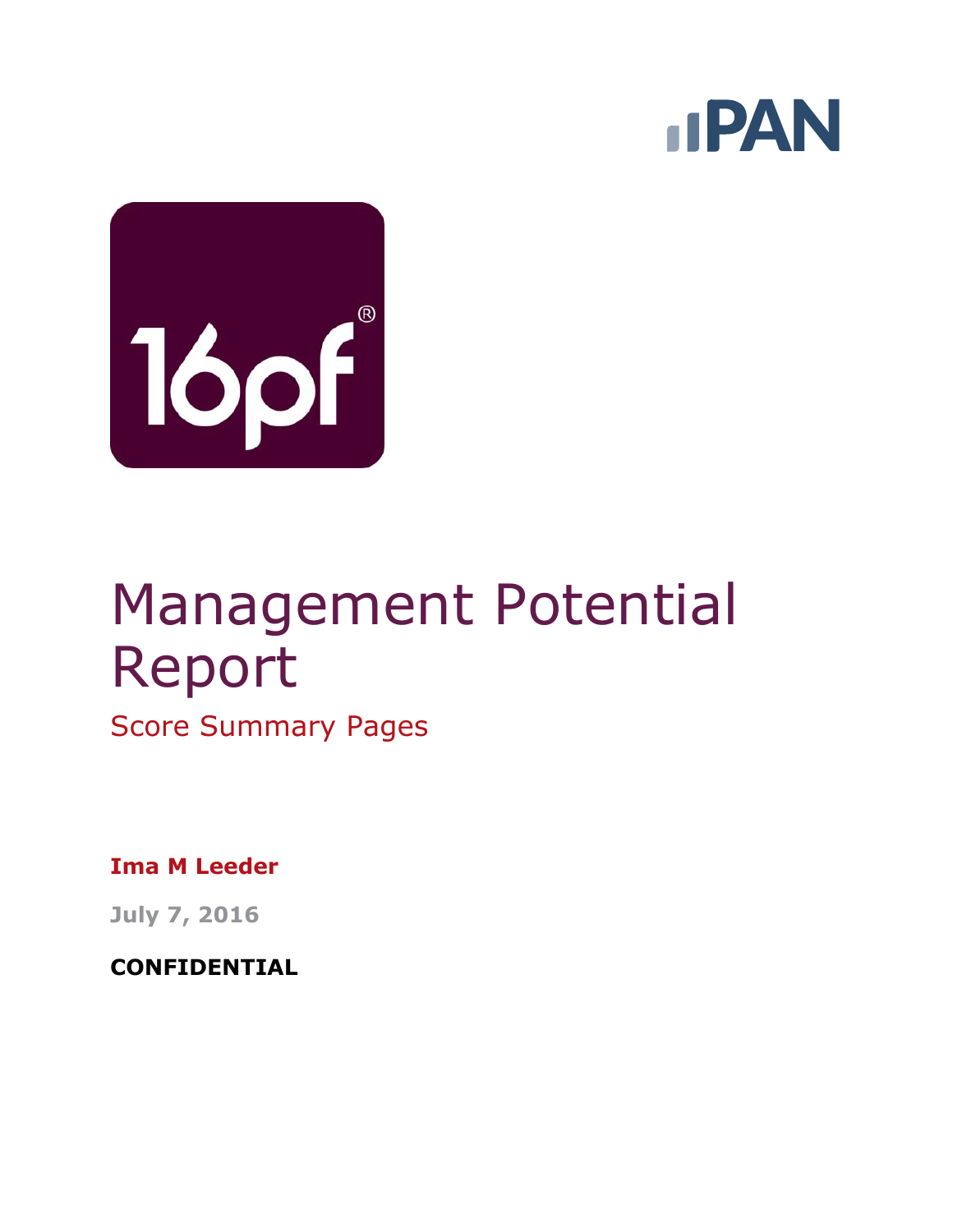# Management Potential Report

## Score Summary Pages

**Ima M Leeder**

**July 7, 2016**

**CONFIDENTIAL**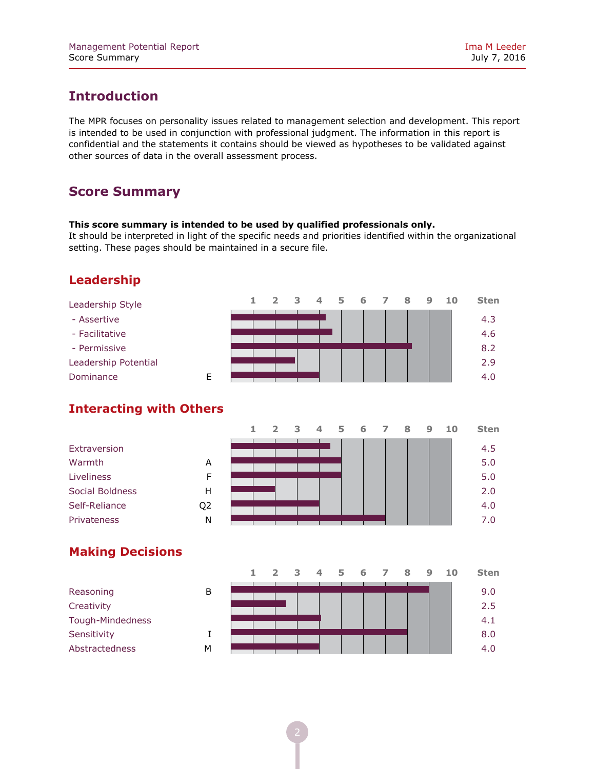## Introduction

The MPR focuses on personality issues related to management selection and development. This report is intended to be used in conjunction with professional judgment. The information in this report is confidential and the statements it contains should be viewed as hypotheses to be validated against other sources of data in the overall assessment process.

## Score Summary

**This score summary is intended to be used by qualified professionals only.**
It should be interpreted in light of the specific needs and priorities identified within the organizational setting. These pages should be maintained in a secure file.

### Leadership

| Scale | Factor | Sten |
|---|---|---|
| Leadership Style | | |
| - Assertive | | 4.3 |
| - Facilitative | | 4.6 |
| - Permissive | | 8.2 |
| Leadership Potential | | 2.9 |
| Dominance | E | 4.0 |

### Interacting with Others

| Scale | Factor | Sten |
|---|---|---|
| Extraversion | | 4.5 |
| Warmth | A | 5.0 |
| Liveliness | F | 5.0 |
| Social Boldness | H | 2.0 |
| Self-Reliance | Q2 | 4.0 |
| Privateness | N | 7.0 |

### Making Decisions

| Scale | Factor | Sten |
|---|---|---|
| Reasoning | B | 9.0 |
| Creativity | | 2.5 |
| Tough-Mindedness | | 4.1 |
| Sensitivity | I | 8.0 |
| Abstractedness | M | 4.0 |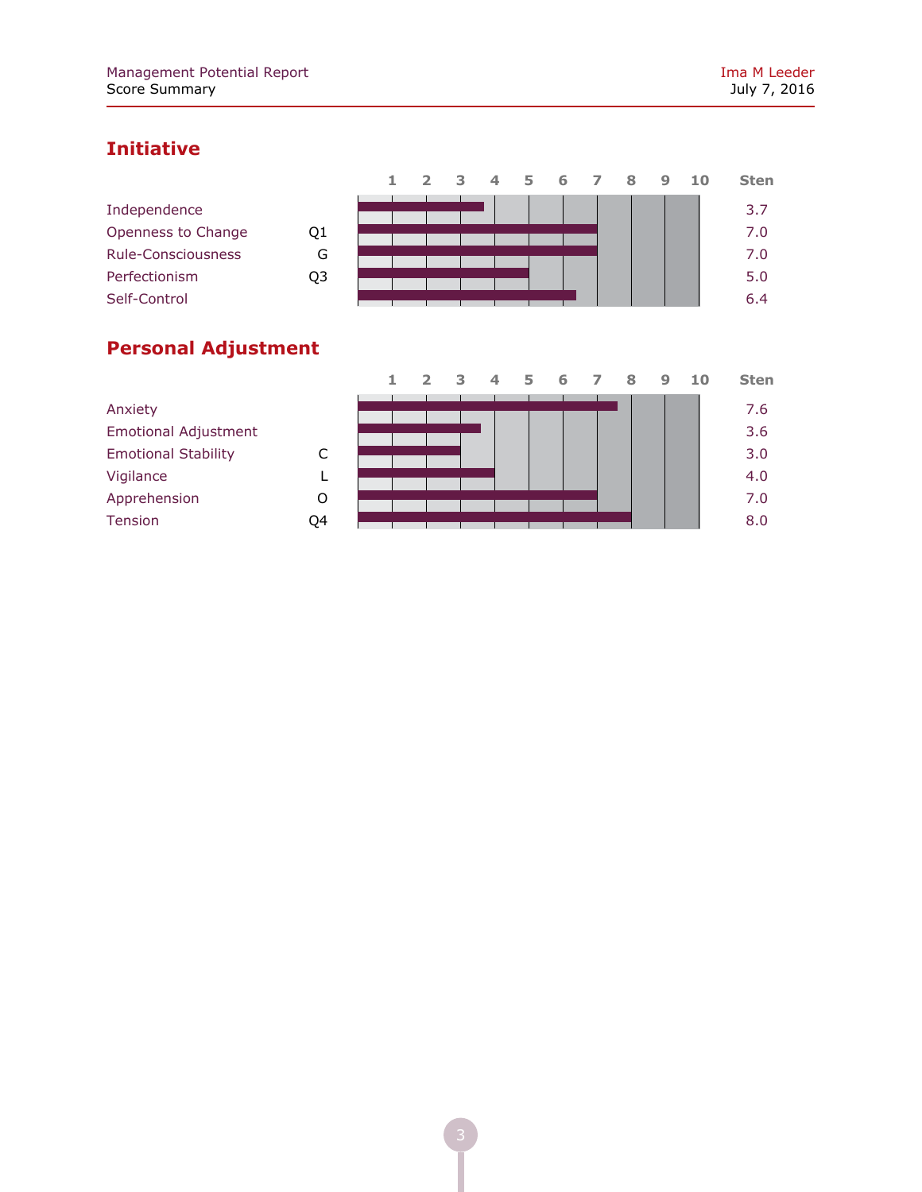## Initiative

| Scale | Factor | Sten |
|---|---|---|
| Independence | | 3.7 |
| Openness to Change | Q1 | 7.0 |
| Rule-Consciousness | G | 7.0 |
| Perfectionism | Q3 | 5.0 |
| Self-Control | | 6.4 |

## Personal Adjustment

| Scale | Factor | Sten |
|---|---|---|
| Anxiety | | 7.6 |
| Emotional Adjustment | | 3.6 |
| Emotional Stability | C | 3.0 |
| Vigilance | L | 4.0 |
| Apprehension | O | 7.0 |
| Tension | Q4 | 8.0 |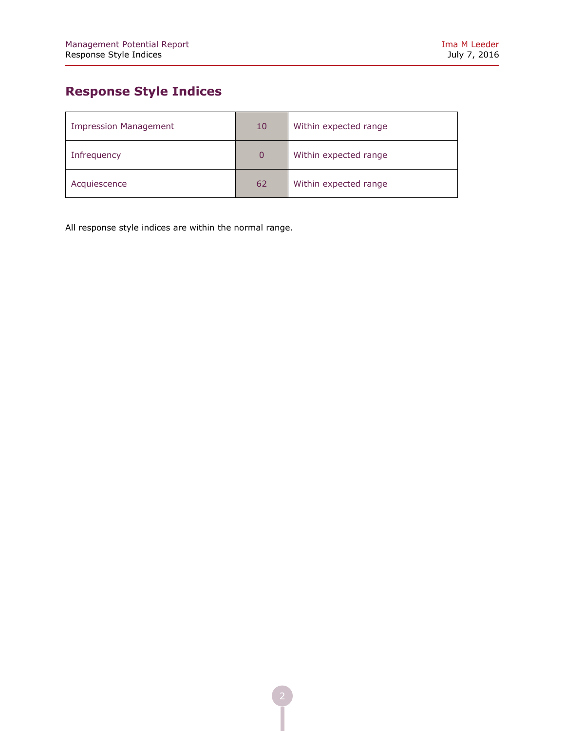## Response Style Indices

| | | |
|---|---|---|
| Impression Management | 10 | Within expected range |
| Infrequency | 0 | Within expected range |
| Acquiescence | 62 | Within expected range |

All response style indices are within the normal range.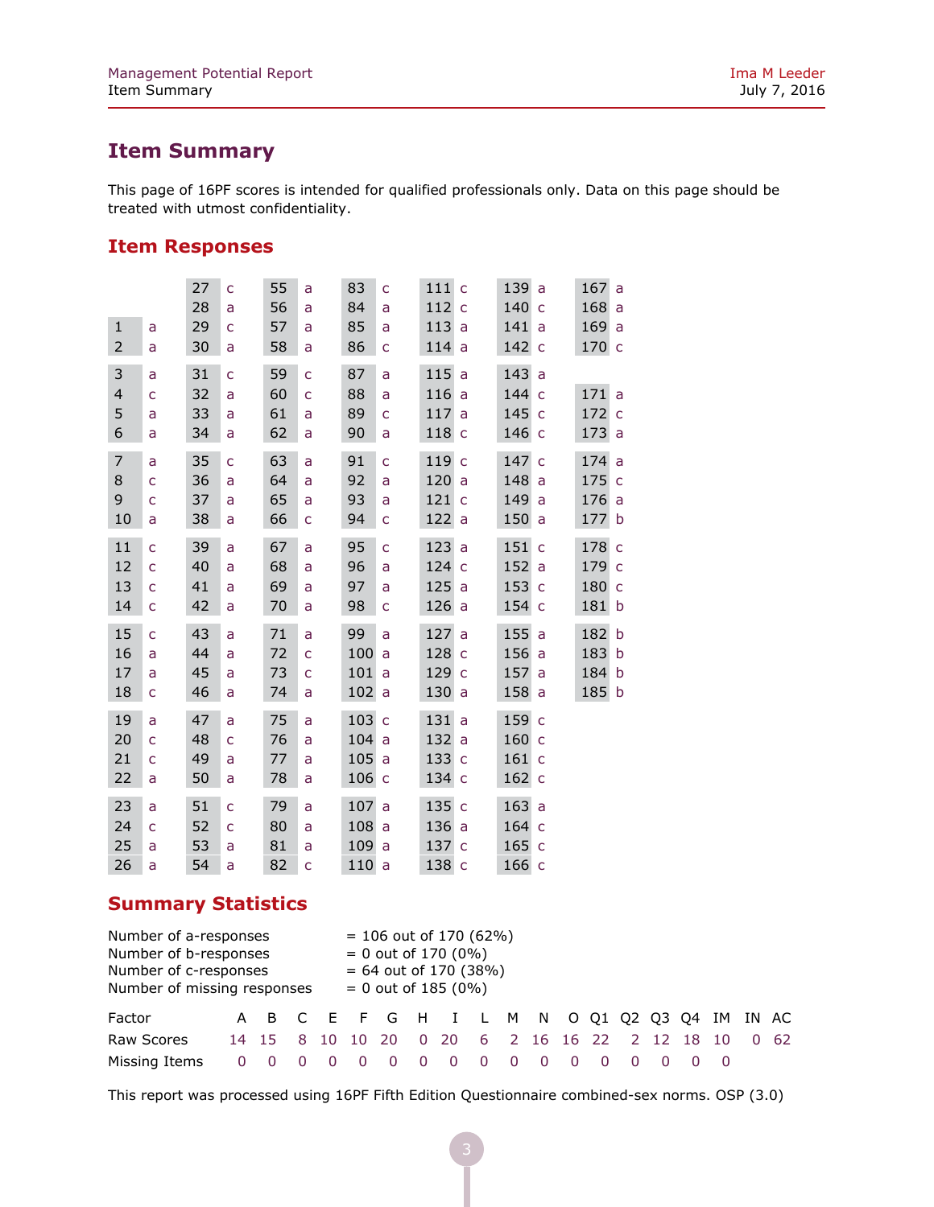## Item Summary

This page of 16PF scores is intended for qualified professionals only. Data on this page should be treated with utmost confidentiality.

## Item Responses

| | | | | | | | | | | | | | |
|---|---|---|---|---|---|---|---|---|---|---|---|---|---|
| | | 27 | c | 55 | a | 83 | c | 111 | c | 139 | a | 167 | a |
| | | 28 | a | 56 | a | 84 | a | 112 | c | 140 | c | 168 | a |
| 1 | a | 29 | c | 57 | a | 85 | a | 113 | a | 141 | a | 169 | a |
| 2 | a | 30 | a | 58 | a | 86 | c | 114 | a | 142 | c | 170 | c |
| 3 | a | 31 | c | 59 | c | 87 | a | 115 | a | 143 | a | | |
| 4 | c | 32 | a | 60 | c | 88 | a | 116 | a | 144 | c | 171 | a |
| 5 | a | 33 | a | 61 | a | 89 | c | 117 | a | 145 | c | 172 | c |
| 6 | a | 34 | a | 62 | a | 90 | a | 118 | c | 146 | c | 173 | a |
| 7 | a | 35 | c | 63 | a | 91 | c | 119 | c | 147 | c | 174 | a |
| 8 | c | 36 | a | 64 | a | 92 | a | 120 | a | 148 | a | 175 | c |
| 9 | c | 37 | a | 65 | a | 93 | a | 121 | c | 149 | a | 176 | a |
| 10 | a | 38 | a | 66 | c | 94 | c | 122 | a | 150 | a | 177 | b |
| 11 | c | 39 | a | 67 | a | 95 | c | 123 | a | 151 | c | 178 | c |
| 12 | c | 40 | a | 68 | a | 96 | a | 124 | c | 152 | a | 179 | c |
| 13 | c | 41 | a | 69 | a | 97 | a | 125 | a | 153 | c | 180 | c |
| 14 | c | 42 | a | 70 | a | 98 | c | 126 | a | 154 | c | 181 | b |
| 15 | c | 43 | a | 71 | a | 99 | a | 127 | a | 155 | a | 182 | b |
| 16 | a | 44 | a | 72 | c | 100 | a | 128 | c | 156 | a | 183 | b |
| 17 | a | 45 | a | 73 | c | 101 | a | 129 | c | 157 | a | 184 | b |
| 18 | c | 46 | a | 74 | a | 102 | a | 130 | a | 158 | a | 185 | b |
| 19 | a | 47 | a | 75 | a | 103 | c | 131 | a | 159 | c | | |
| 20 | c | 48 | c | 76 | a | 104 | a | 132 | a | 160 | c | | |
| 21 | c | 49 | a | 77 | a | 105 | a | 133 | c | 161 | c | | |
| 22 | a | 50 | a | 78 | a | 106 | c | 134 | c | 162 | c | | |
| 23 | a | 51 | c | 79 | a | 107 | a | 135 | c | 163 | a | | |
| 24 | c | 52 | c | 80 | a | 108 | a | 136 | a | 164 | c | | |
| 25 | a | 53 | a | 81 | a | 109 | a | 137 | c | 165 | c | | |
| 26 | a | 54 | a | 82 | c | 110 | a | 138 | c | 166 | c | | |

## Summary Statistics

Number of a-responses = 106 out of 170 (62%)
Number of b-responses = 0 out of 170 (0%)
Number of c-responses = 64 out of 170 (38%)
Number of missing responses = 0 out of 185 (0%)

| Factor | A | B | C | E | F | G | H | I | L | M | N | O | Q1 | Q2 | Q3 | Q4 | IM | IN | AC |
|---|---|---|---|---|---|---|---|---|---|---|---|---|---|---|---|---|---|---|---|
| Raw Scores | 14 | 15 | 8 | 10 | 10 | 20 | 0 | 20 | 6 | 2 | 16 | 16 | 22 | 2 | 12 | 18 | 10 | 0 | 62 |
| Missing Items | 0 | 0 | 0 | 0 | 0 | 0 | 0 | 0 | 0 | 0 | 0 | 0 | 0 | 0 | 0 | 0 | 0 | | |

This report was processed using 16PF Fifth Edition Questionnaire combined-sex norms. OSP (3.0)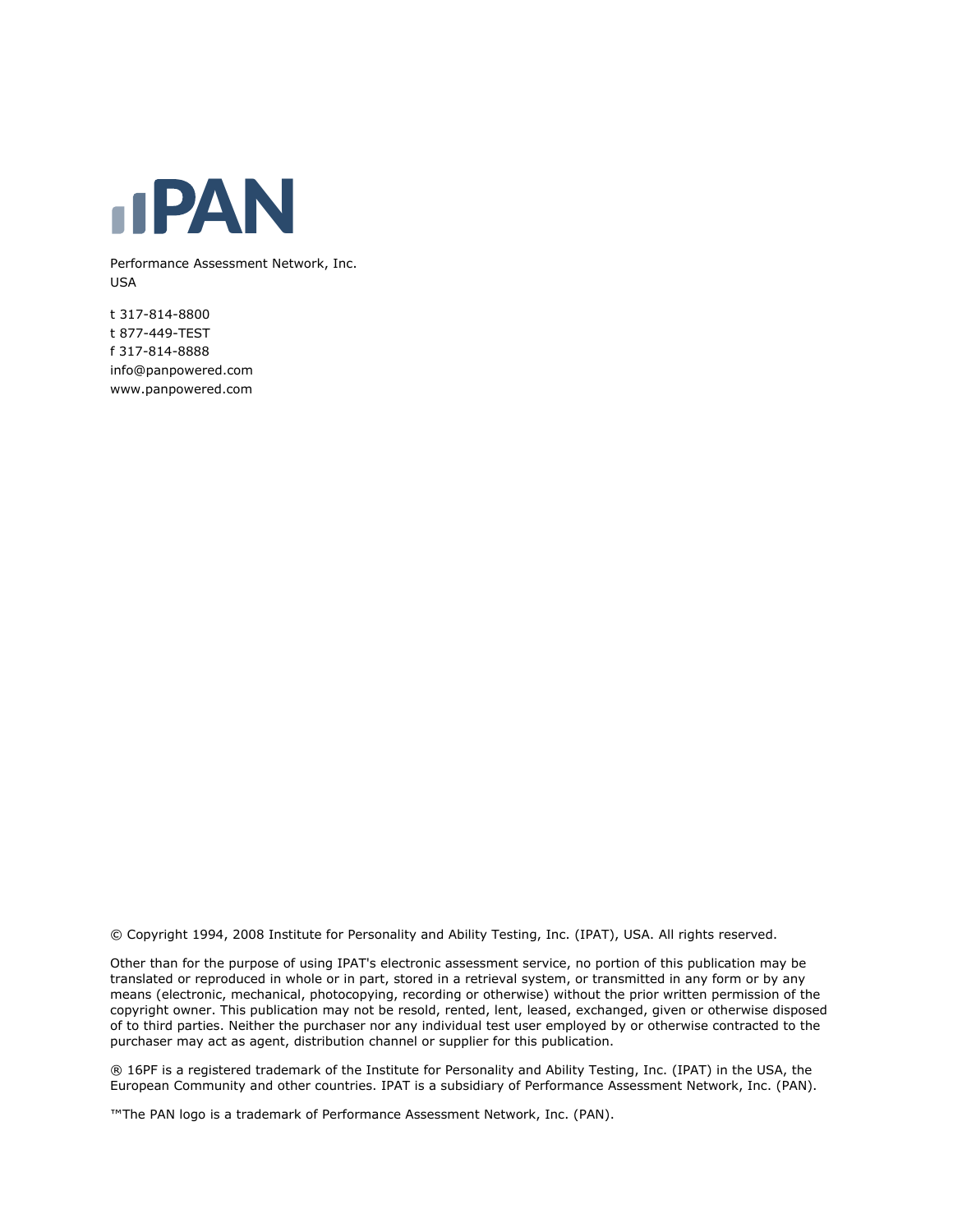PAN

Performance Assessment Network, Inc.
USA

t 317-814-8800
t 877-449-TEST
f 317-814-8888
info@panpowered.com
www.panpowered.com

© Copyright 1994, 2008 Institute for Personality and Ability Testing, Inc. (IPAT), USA. All rights reserved.

Other than for the purpose of using IPAT's electronic assessment service, no portion of this publication may be translated or reproduced in whole or in part, stored in a retrieval system, or transmitted in any form or by any means (electronic, mechanical, photocopying, recording or otherwise) without the prior written permission of the copyright owner. This publication may not be resold, rented, lent, leased, exchanged, given or otherwise disposed of to third parties. Neither the purchaser nor any individual test user employed by or otherwise contracted to the purchaser may act as agent, distribution channel or supplier for this publication.

® 16PF is a registered trademark of the Institute for Personality and Ability Testing, Inc. (IPAT) in the USA, the European Community and other countries. IPAT is a subsidiary of Performance Assessment Network, Inc. (PAN).

™The PAN logo is a trademark of Performance Assessment Network, Inc. (PAN).